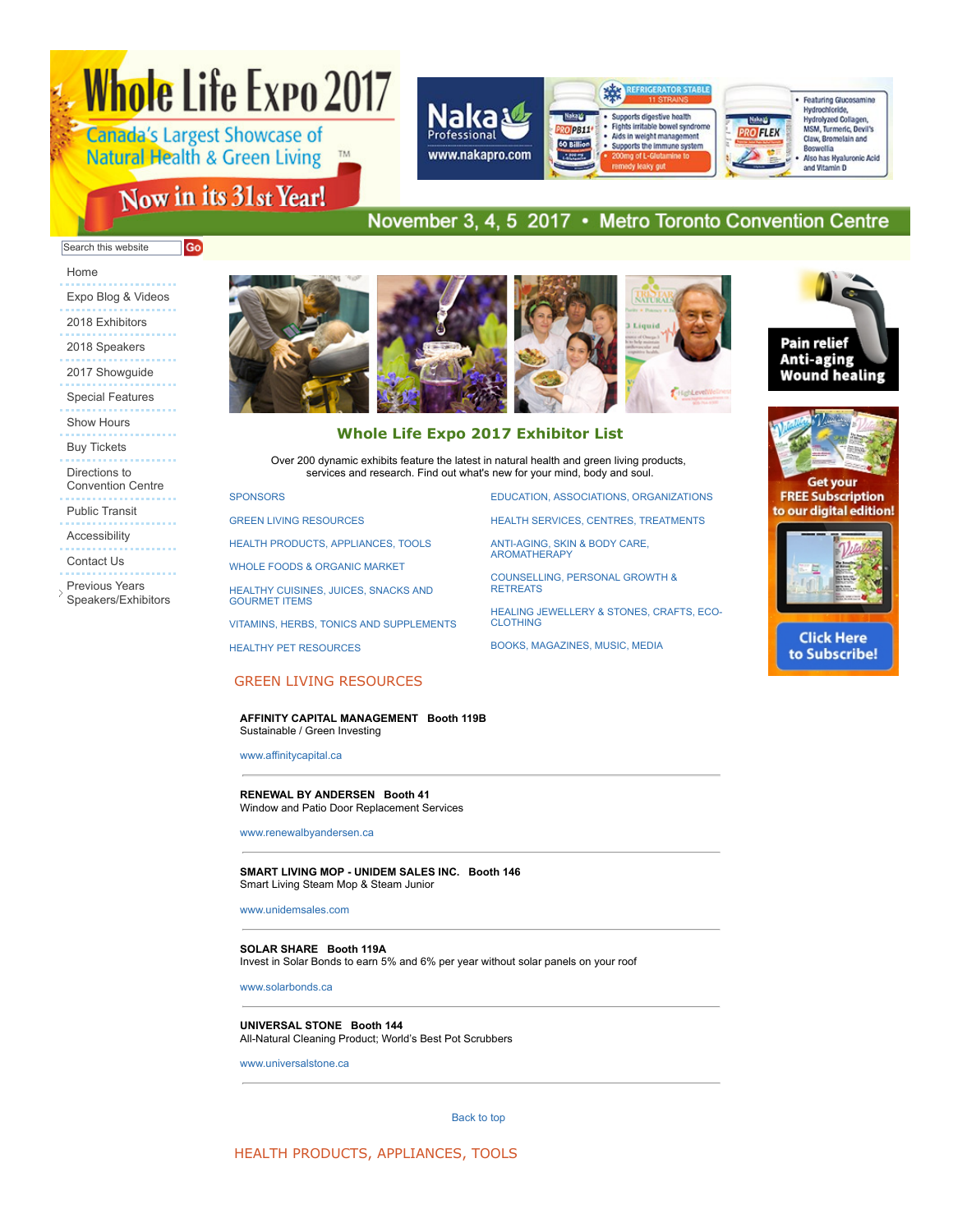# Whole Life Expo 2017

Canada's Largest Showcase of Natural Health & Green Living™

Now in its 31st Year!

November 3, 4, 5 2017 • Metro Toronto Convention Centre

Search this website Go

- Home
- Expo Blog & Videos
- 2018 Exhibitors
- 2018 Speakers
- 2017 Showguide
- Special Features
- Show Hours
- Buy Tickets
- Directions to Convention Centre
- Public Transit
- Accessibility
- Contact Us
- Previous Years Speakers/Exhibitors

## Whole Life Expo 2017 Exhibitor List

Over 200 dynamic exhibits feature the latest in natural health and green living products, services and research. Find out what's new for your mind, body and soul.

- SPONSORS
- GREEN LIVING RESOURCES
- HEALTH PRODUCTS, APPLIANCES, TOOLS
- WHOLE FOODS & ORGANIC MARKET
- HEALTHY CUISINES, JUICES, SNACKS AND GOURMET ITEMS
- VITAMINS, HERBS, TONICS AND SUPPLEMENTS
- HEALTHY PET RESOURCES
- EDUCATION, ASSOCIATIONS, ORGANIZATIONS
- HEALTH SERVICES, CENTRES, TREATMENTS
- ANTI-AGING, SKIN & BODY CARE, AROMATHERAPY
- COUNSELLING, PERSONAL GROWTH & RETREATS
- HEALING JEWELLERY & STONES, CRAFTS, ECO-CLOTHING
- BOOKS, MAGAZINES, MUSIC, MEDIA

## GREEN LIVING RESOURCES

**AFFINITY CAPITAL MANAGEMENT Booth 119B**
Sustainable / Green Investing

www.affinitycapital.ca

---

**RENEWAL BY ANDERSEN Booth 41**
Window and Patio Door Replacement Services

www.renewalbyandersen.ca

---

**SMART LIVING MOP - UNIDEM SALES INC. Booth 146**
Smart Living Steam Mop & Steam Junior

www.unidemsales.com

---

**SOLAR SHARE Booth 119A**
Invest in Solar Bonds to earn 5% and 6% per year without solar panels on your roof

www.solarbonds.ca

---

**UNIVERSAL STONE Booth 144**
All-Natural Cleaning Product; World's Best Pot Scrubbers

www.universalstone.ca

---

Back to top

## HEALTH PRODUCTS, APPLIANCES, TOOLS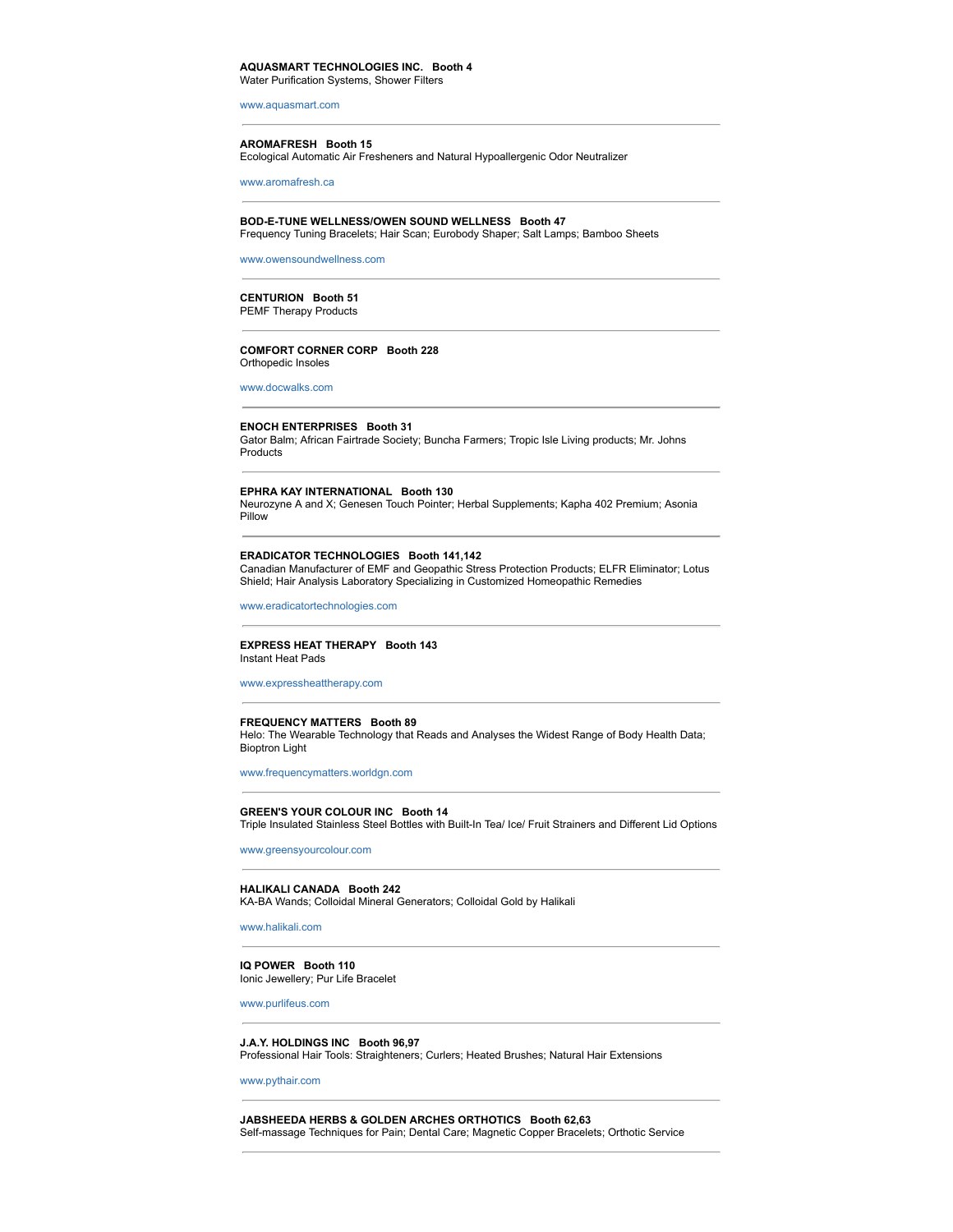**AQUASMART TECHNOLOGIES INC.   Booth 4**
Water Purification Systems, Shower Filters

www.aquasmart.com

---

**AROMAFRESH   Booth 15**
Ecological Automatic Air Fresheners and Natural Hypoallergenic Odor Neutralizer

www.aromafresh.ca

---

**BOD-E-TUNE WELLNESS/OWEN SOUND WELLNESS   Booth 47**
Frequency Tuning Bracelets; Hair Scan; Eurobody Shaper; Salt Lamps; Bamboo Sheets

www.owensoundwellness.com

---

**CENTURION   Booth 51**
PEMF Therapy Products

---

**COMFORT CORNER CORP   Booth 228**
Orthopedic Insoles

www.docwalks.com

---

**ENOCH ENTERPRISES   Booth 31**
Gator Balm; African Fairtrade Society; Buncha Farmers; Tropic Isle Living products; Mr. Johns Products

---

**EPHRA KAY INTERNATIONAL   Booth 130**
Neurozyne A and X; Genesen Touch Pointer; Herbal Supplements; Kapha 402 Premium; Asonia Pillow

---

**ERADICATOR TECHNOLOGIES   Booth 141,142**
Canadian Manufacturer of EMF and Geopathic Stress Protection Products; ELFR Eliminator; Lotus Shield; Hair Analysis Laboratory Specializing in Customized Homeopathic Remedies

www.eradicatortechnologies.com

---

**EXPRESS HEAT THERAPY   Booth 143**
Instant Heat Pads

www.expressheattherapy.com

---

**FREQUENCY MATTERS   Booth 89**
Helo: The Wearable Technology that Reads and Analyses the Widest Range of Body Health Data; Bioptron Light

www.frequencymatters.worldgn.com

---

**GREEN'S YOUR COLOUR INC   Booth 14**
Triple Insulated Stainless Steel Bottles with Built-In Tea/ Ice/ Fruit Strainers and Different Lid Options

www.greensyourcolour.com

---

**HALIKALI CANADA   Booth 242**
KA-BA Wands; Colloidal Mineral Generators; Colloidal Gold by Halikali

www.halikali.com

---

**IQ POWER   Booth 110**
Ionic Jewellery; Pur Life Bracelet

www.purlifeus.com

---

**J.A.Y. HOLDINGS INC   Booth 96,97**
Professional Hair Tools: Straighteners; Curlers; Heated Brushes; Natural Hair Extensions

www.pythair.com

---

**JABSHEEDA HERBS & GOLDEN ARCHES ORTHOTICS   Booth 62,63**
Self-massage Techniques for Pain; Dental Care; Magnetic Copper Bracelets; Orthotic Service

---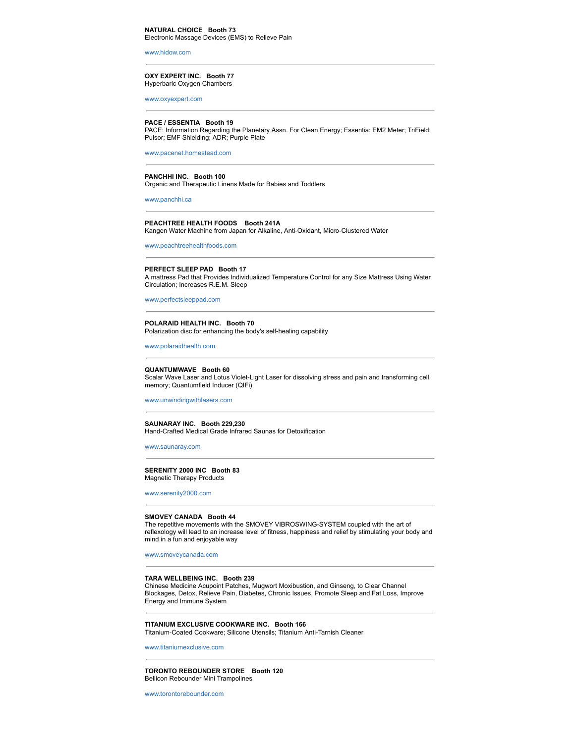**NATURAL CHOICE Booth 73**
Electronic Massage Devices (EMS) to Relieve Pain

www.hidow.com

---

**OXY EXPERT INC. Booth 77**
Hyperbaric Oxygen Chambers

www.oxyexpert.com

---

**PACE / ESSENTIA Booth 19**
PACE: Information Regarding the Planetary Assn. For Clean Energy; Essentia: EM2 Meter; TriField; Pulsor; EMF Shielding; ADR; Purple Plate

www.pacenet.homestead.com

---

**PANCHHI INC. Booth 100**
Organic and Therapeutic Linens Made for Babies and Toddlers

www.panchhi.ca

---

**PEACHTREE HEALTH FOODS Booth 241A**
Kangen Water Machine from Japan for Alkaline, Anti-Oxidant, Micro-Clustered Water

www.peachtreehealthfoods.com

---

**PERFECT SLEEP PAD Booth 17**
A mattress Pad that Provides Individualized Temperature Control for any Size Mattress Using Water Circulation; Increases R.E.M. Sleep

www.perfectsleeppad.com

---

**POLARAID HEALTH INC. Booth 70**
Polarization disc for enhancing the body's self-healing capability

www.polaraidhealth.com

---

**QUANTUMWAVE Booth 60**
Scalar Wave Laser and Lotus Violet-Light Laser for dissolving stress and pain and transforming cell memory; Quantumfield Inducer (QIFi)

www.unwindingwithlasers.com

---

**SAUNARAY INC. Booth 229,230**
Hand-Crafted Medical Grade Infrared Saunas for Detoxification

www.saunaray.com

---

**SERENITY 2000 INC Booth 83**
Magnetic Therapy Products

www.serenity2000.com

---

**SMOVEY CANADA Booth 44**
The repetitive movements with the SMOVEY VIBROSWING-SYSTEM coupled with the art of reflexology will lead to an increase level of fitness, happiness and relief by stimulating your body and mind in a fun and enjoyable way

www.smoveycanada.com

---

**TARA WELLBEING INC. Booth 239**
Chinese Medicine Acupoint Patches, Mugwort Moxibustion, and Ginseng, to Clear Channel Blockages, Detox, Relieve Pain, Diabetes, Chronic Issues, Promote Sleep and Fat Loss, Improve Energy and Immune System

---

**TITANIUM EXCLUSIVE COOKWARE INC. Booth 166**
Titanium-Coated Cookware; Silicone Utensils; Titanium Anti-Tarnish Cleaner

www.titaniumexclusive.com

---

**TORONTO REBOUNDER STORE Booth 120**
Bellicon Rebounder Mini Trampolines

www.torontorebounder.com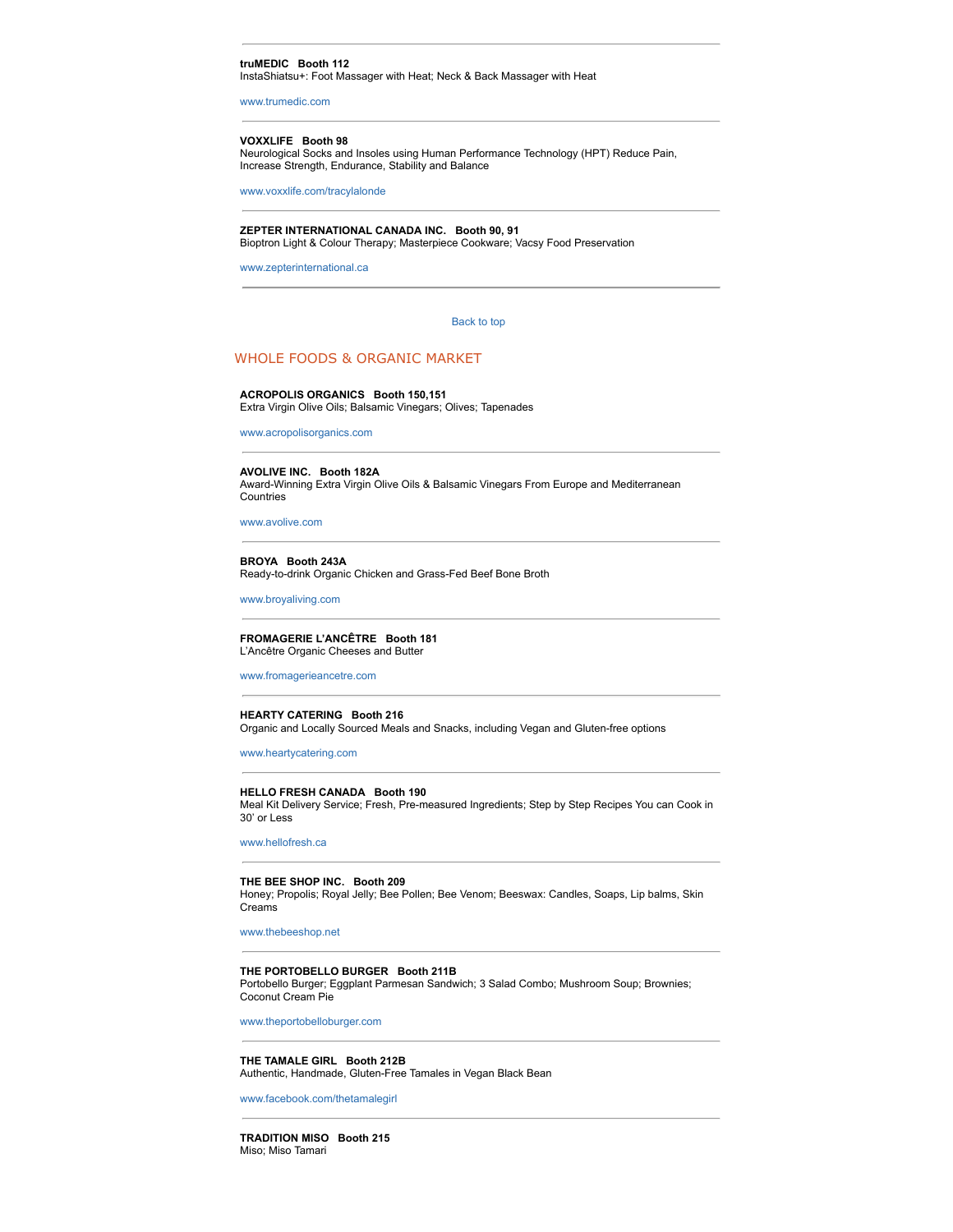---

**truMEDIC   Booth 112**
InstaShiatsu+: Foot Massager with Heat; Neck & Back Massager with Heat

www.trumedic.com

---

**VOXXLIFE   Booth 98**
Neurological Socks and Insoles using Human Performance Technology (HPT) Reduce Pain, Increase Strength, Endurance, Stability and Balance

www.voxxlife.com/tracylalonde

---

**ZEPTER INTERNATIONAL CANADA INC.   Booth 90, 91**
Bioptron Light & Colour Therapy; Masterpiece Cookware; Vacsy Food Preservation

www.zepterinternational.ca

---

Back to top

## WHOLE FOODS & ORGANIC MARKET

**ACROPOLIS ORGANICS   Booth 150,151**
Extra Virgin Olive Oils; Balsamic Vinegars; Olives; Tapenades

www.acropolisorganics.com

---

**AVOLIVE INC.   Booth 182A**
Award-Winning Extra Virgin Olive Oils & Balsamic Vinegars From Europe and Mediterranean Countries

www.avolive.com

---

**BROYA   Booth 243A**
Ready-to-drink Organic Chicken and Grass-Fed Beef Bone Broth

www.broyaliving.com

---

**FROMAGERIE L'ANCÊTRE   Booth 181**
L'Ancêtre Organic Cheeses and Butter

www.fromagerieancetre.com

---

**HEARTY CATERING   Booth 216**
Organic and Locally Sourced Meals and Snacks, including Vegan and Gluten-free options

www.heartycatering.com

---

**HELLO FRESH CANADA   Booth 190**
Meal Kit Delivery Service; Fresh, Pre-measured Ingredients; Step by Step Recipes You can Cook in 30' or Less

www.hellofresh.ca

---

**THE BEE SHOP INC.   Booth 209**
Honey; Propolis; Royal Jelly; Bee Pollen; Bee Venom; Beeswax: Candles, Soaps, Lip balms, Skin Creams

www.thebeeshop.net

---

**THE PORTOBELLO BURGER   Booth 211B**
Portobello Burger; Eggplant Parmesan Sandwich; 3 Salad Combo; Mushroom Soup; Brownies; Coconut Cream Pie

www.theportobelloburger.com

---

**THE TAMALE GIRL   Booth 212B**
Authentic, Handmade, Gluten-Free Tamales in Vegan Black Bean

www.facebook.com/thetamalegirl

---

**TRADITION MISO   Booth 215**
Miso; Miso Tamari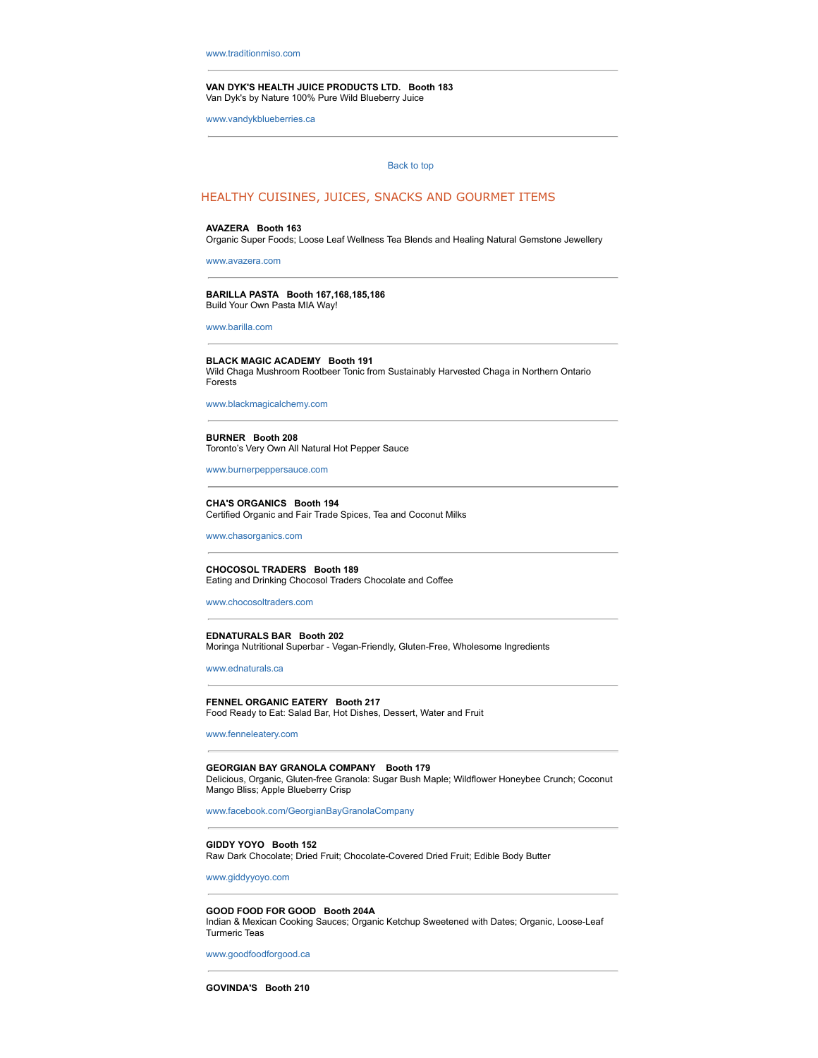www.traditionmiso.com

---

**VAN DYK'S HEALTH JUICE PRODUCTS LTD. Booth 183**
Van Dyk's by Nature 100% Pure Wild Blueberry Juice

www.vandykblueberries.ca

---

Back to top

## HEALTHY CUISINES, JUICES, SNACKS AND GOURMET ITEMS

**AVAZERA Booth 163**
Organic Super Foods; Loose Leaf Wellness Tea Blends and Healing Natural Gemstone Jewellery

www.avazera.com

---

**BARILLA PASTA Booth 167,168,185,186**
Build Your Own Pasta MIA Way!

www.barilla.com

---

**BLACK MAGIC ACADEMY Booth 191**
Wild Chaga Mushroom Rootbeer Tonic from Sustainably Harvested Chaga in Northern Ontario Forests

www.blackmagicalchemy.com

---

**BURNER Booth 208**
Toronto's Very Own All Natural Hot Pepper Sauce

www.burnerpeppersauce.com

---

**CHA'S ORGANICS Booth 194**
Certified Organic and Fair Trade Spices, Tea and Coconut Milks

www.chasorganics.com

---

**CHOCOSOL TRADERS Booth 189**
Eating and Drinking Chocosol Traders Chocolate and Coffee

www.chocosoltraders.com

---

**EDNATURALS BAR Booth 202**
Moringa Nutritional Superbar - Vegan-Friendly, Gluten-Free, Wholesome Ingredients

www.ednaturals.ca

---

**FENNEL ORGANIC EATERY Booth 217**
Food Ready to Eat: Salad Bar, Hot Dishes, Dessert, Water and Fruit

www.fenneleatery.com

---

**GEORGIAN BAY GRANOLA COMPANY Booth 179**
Delicious, Organic, Gluten-free Granola: Sugar Bush Maple; Wildflower Honeybee Crunch; Coconut Mango Bliss; Apple Blueberry Crisp

www.facebook.com/GeorgianBayGranolaCompany

---

**GIDDY YOYO Booth 152**
Raw Dark Chocolate; Dried Fruit; Chocolate-Covered Dried Fruit; Edible Body Butter

www.giddyyoyo.com

---

**GOOD FOOD FOR GOOD Booth 204A**
Indian & Mexican Cooking Sauces; Organic Ketchup Sweetened with Dates; Organic, Loose-Leaf Turmeric Teas

www.goodfoodforgood.ca

---

**GOVINDA'S Booth 210**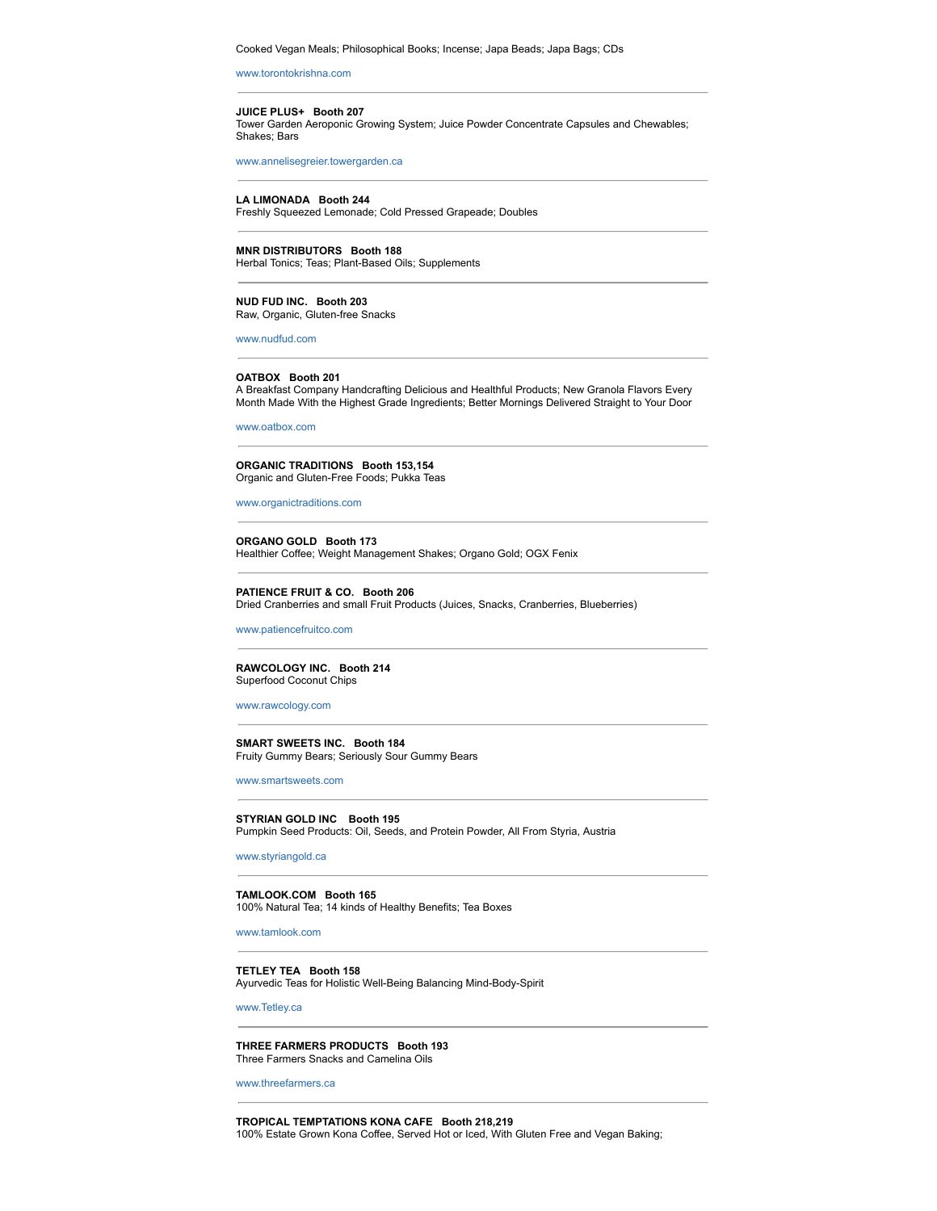Cooked Vegan Meals; Philosophical Books; Incense; Japa Beads; Japa Bags; CDs

www.torontokrishna.com

---

**JUICE PLUS+   Booth 207**
Tower Garden Aeroponic Growing System; Juice Powder Concentrate Capsules and Chewables; Shakes; Bars

www.annelisegreier.towergarden.ca

---

**LA LIMONADA   Booth 244**
Freshly Squeezed Lemonade; Cold Pressed Grapeade; Doubles

---

**MNR DISTRIBUTORS   Booth 188**
Herbal Tonics; Teas; Plant-Based Oils; Supplements

---

**NUD FUD INC.   Booth 203**
Raw, Organic, Gluten-free Snacks

www.nudfud.com

---

**OATBOX   Booth 201**
A Breakfast Company Handcrafting Delicious and Healthful Products; New Granola Flavors Every Month Made With the Highest Grade Ingredients; Better Mornings Delivered Straight to Your Door

www.oatbox.com

---

**ORGANIC TRADITIONS   Booth 153,154**
Organic and Gluten-Free Foods; Pukka Teas

www.organictraditions.com

---

**ORGANO GOLD   Booth 173**
Healthier Coffee; Weight Management Shakes; Organo Gold; OGX Fenix

---

**PATIENCE FRUIT & CO.   Booth 206**
Dried Cranberries and small Fruit Products (Juices, Snacks, Cranberries, Blueberries)

www.patiencefruitco.com

---

**RAWCOLOGY INC.   Booth 214**
Superfood Coconut Chips

www.rawcology.com

---

**SMART SWEETS INC.   Booth 184**
Fruity Gummy Bears; Seriously Sour Gummy Bears

www.smartsweets.com

---

**STYRIAN GOLD INC   Booth 195**
Pumpkin Seed Products: Oil, Seeds, and Protein Powder, All From Styria, Austria

www.styriangold.ca

---

**TAMLOOK.COM   Booth 165**
100% Natural Tea; 14 kinds of Healthy Benefits; Tea Boxes

www.tamlook.com

---

**TETLEY TEA   Booth 158**
Ayurvedic Teas for Holistic Well-Being Balancing Mind-Body-Spirit

www.Tetley.ca

---

**THREE FARMERS PRODUCTS   Booth 193**
Three Farmers Snacks and Camelina Oils

www.threefarmers.ca

---

**TROPICAL TEMPTATIONS KONA CAFE   Booth 218,219**
100% Estate Grown Kona Coffee, Served Hot or Iced, With Gluten Free and Vegan Baking;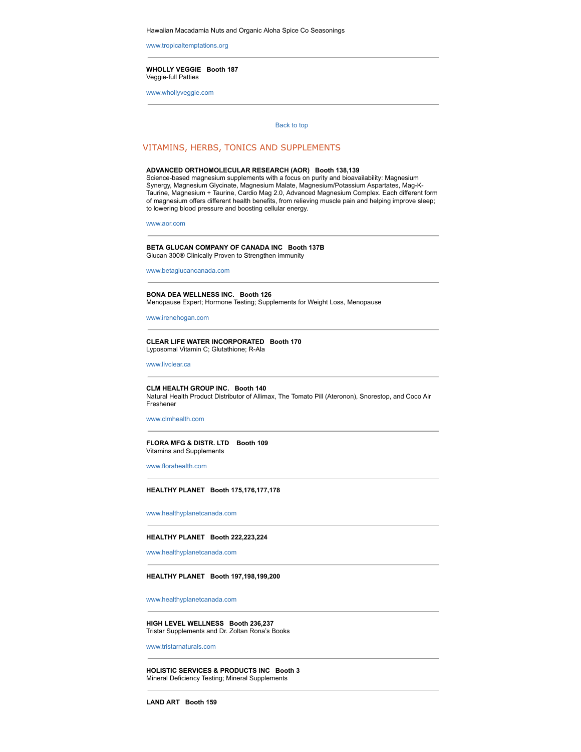Hawaiian Macadamia Nuts and Organic Aloha Spice Co Seasonings

www.tropicaltemptations.org

---

**WHOLLY VEGGIE   Booth 187**
Veggie-full Patties

www.whollyveggie.com

---

Back to top

## VITAMINS, HERBS, TONICS AND SUPPLEMENTS

**ADVANCED ORTHOMOLECULAR RESEARCH (AOR)   Booth 138,139**
Science-based magnesium supplements with a focus on purity and bioavailability: Magnesium Synergy, Magnesium Glycinate, Magnesium Malate, Magnesium/Potassium Aspartates, Mag-K-Taurine, Magnesium + Taurine, Cardio Mag 2.0, Advanced Magnesium Complex. Each different form of magnesium offers different health benefits, from relieving muscle pain and helping improve sleep; to lowering blood pressure and boosting cellular energy.

www.aor.com

---

**BETA GLUCAN COMPANY OF CANADA INC   Booth 137B**
Glucan 300® Clinically Proven to Strengthen immunity

www.betaglucancanada.com

---

**BONA DEA WELLNESS INC.   Booth 126**
Menopause Expert; Hormone Testing; Supplements for Weight Loss, Menopause

www.irenehogan.com

---

**CLEAR LIFE WATER INCORPORATED   Booth 170**
Lyposomal Vitamin C; Glutathione; R-Ala

www.livclear.ca

---

**CLM HEALTH GROUP INC.   Booth 140**
Natural Health Product Distributor of Allimax, The Tomato Pill (Ateronon), Snorestop, and Coco Air Freshener

www.clmhealth.com

---

**FLORA MFG & DISTR. LTD   Booth 109**
Vitamins and Supplements

www.florahealth.com

---

**HEALTHY PLANET   Booth 175,176,177,178**

www.healthyplanetcanada.com

---

**HEALTHY PLANET   Booth 222,223,224**

www.healthyplanetcanada.com

---

**HEALTHY PLANET   Booth 197,198,199,200**

www.healthyplanetcanada.com

---

**HIGH LEVEL WELLNESS   Booth 236,237**
Tristar Supplements and Dr. Zoltan Rona's Books

www.tristarnaturals.com

---

**HOLISTIC SERVICES & PRODUCTS INC   Booth 3**
Mineral Deficiency Testing; Mineral Supplements

---

**LAND ART   Booth 159**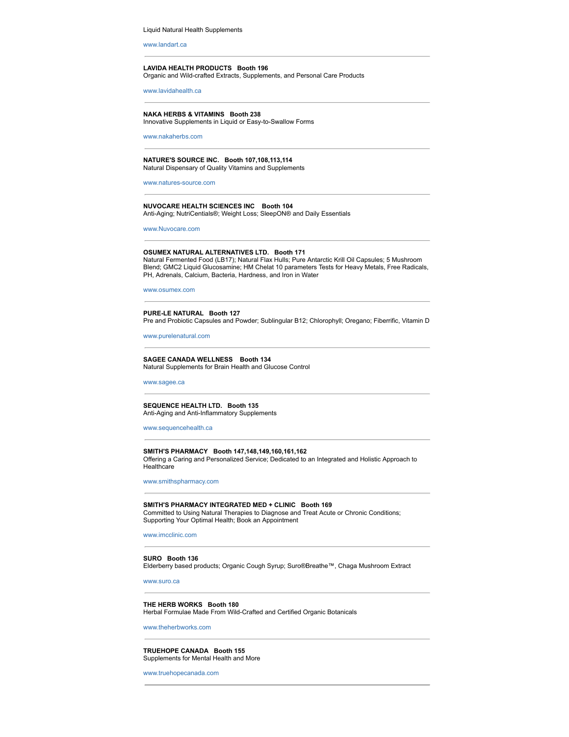Liquid Natural Health Supplements

www.landart.ca

---

**LAVIDA HEALTH PRODUCTS   Booth 196**
Organic and Wild-crafted Extracts, Supplements, and Personal Care Products

www.lavidahealth.ca

---

**NAKA HERBS & VITAMINS   Booth 238**
Innovative Supplements in Liquid or Easy-to-Swallow Forms

www.nakaherbs.com

---

**NATURE'S SOURCE INC.   Booth 107,108,113,114**
Natural Dispensary of Quality Vitamins and Supplements

www.natures-source.com

---

**NUVOCARE HEALTH SCIENCES INC   Booth 104**
Anti-Aging; NutriCentials®; Weight Loss; SleepON® and Daily Essentials

www.Nuvocare.com

---

**OSUMEX NATURAL ALTERNATIVES LTD.   Booth 171**
Natural Fermented Food (LB17); Natural Flax Hulls; Pure Antarctic Krill Oil Capsules; 5 Mushroom Blend; GMC2 Liquid Glucosamine; HM Chelat 10 parameters Tests for Heavy Metals, Free Radicals, PH, Adrenals, Calcium, Bacteria, Hardness, and Iron in Water

www.osumex.com

---

**PURE-LE NATURAL   Booth 127**
Pre and Probiotic Capsules and Powder; Sublingular B12; Chlorophyll; Oregano; Fiberrific, Vitamin D

www.purelenatural.com

---

**SAGEE CANADA WELLNESS   Booth 134**
Natural Supplements for Brain Health and Glucose Control

www.sagee.ca

---

**SEQUENCE HEALTH LTD.   Booth 135**
Anti-Aging and Anti-Inflammatory Supplements

www.sequencehealth.ca

---

**SMITH'S PHARMACY   Booth 147,148,149,160,161,162**
Offering a Caring and Personalized Service; Dedicated to an Integrated and Holistic Approach to Healthcare

www.smithspharmacy.com

---

**SMITH'S PHARMACY INTEGRATED MED + CLINIC   Booth 169**
Committed to Using Natural Therapies to Diagnose and Treat Acute or Chronic Conditions; Supporting Your Optimal Health; Book an Appointment

www.imcclinic.com

---

**SURO   Booth 136**
Elderberry based products; Organic Cough Syrup; Suro®Breathe™, Chaga Mushroom Extract

www.suro.ca

---

**THE HERB WORKS   Booth 180**
Herbal Formulae Made From Wild-Crafted and Certified Organic Botanicals

www.theherbworks.com

---

**TRUEHOPE CANADA   Booth 155**
Supplements for Mental Health and More

www.truehopecanada.com

---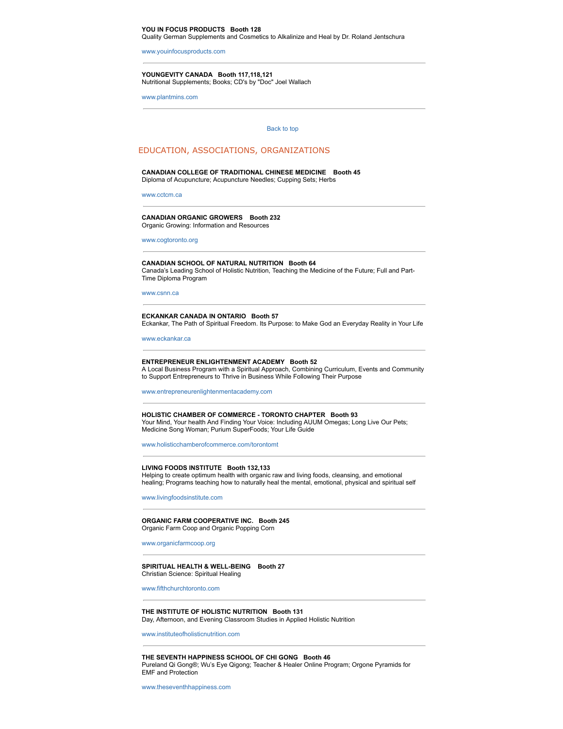**YOU IN FOCUS PRODUCTS   Booth 128**
Quality German Supplements and Cosmetics to Alkalinize and Heal by Dr. Roland Jentschura

www.youinfocusproducts.com

---

**YOUNGEVITY CANADA   Booth 117,118,121**
Nutritional Supplements; Books; CD's by "Doc" Joel Wallach

www.plantmins.com

---

Back to top

## EDUCATION, ASSOCIATIONS, ORGANIZATIONS

**CANADIAN COLLEGE OF TRADITIONAL CHINESE MEDICINE   Booth 45**
Diploma of Acupuncture; Acupuncture Needles; Cupping Sets; Herbs

www.cctcm.ca

---

**CANADIAN ORGANIC GROWERS   Booth 232**
Organic Growing: Information and Resources

www.cogtoronto.org

---

**CANADIAN SCHOOL OF NATURAL NUTRITION   Booth 64**
Canada's Leading School of Holistic Nutrition, Teaching the Medicine of the Future; Full and Part-Time Diploma Program

www.csnn.ca

---

**ECKANKAR CANADA IN ONTARIO   Booth 57**
Eckankar, The Path of Spiritual Freedom. Its Purpose: to Make God an Everyday Reality in Your Life

www.eckankar.ca

---

**ENTREPRENEUR ENLIGHTENMENT ACADEMY   Booth 52**
A Local Business Program with a Spiritual Approach, Combining Curriculum, Events and Community to Support Entrepreneurs to Thrive in Business While Following Their Purpose

www.entrepreneurenlightenmentacademy.com

---

**HOLISTIC CHAMBER OF COMMERCE - TORONTO CHAPTER   Booth 93**
Your Mind, Your health And Finding Your Voice: Including AUUM Omegas; Long Live Our Pets; Medicine Song Woman; Purium SuperFoods; Your Life Guide

www.holisticchamberofcommerce.com/torontomt

---

**LIVING FOODS INSTITUTE   Booth 132,133**
Helping to create optimum health with organic raw and living foods, cleansing, and emotional healing; Programs teaching how to naturally heal the mental, emotional, physical and spiritual self

www.livingfoodsinstitute.com

---

**ORGANIC FARM COOPERATIVE INC.   Booth 245**
Organic Farm Coop and Organic Popping Corn

www.organicfarmcoop.org

---

**SPIRITUAL HEALTH & WELL-BEING   Booth 27**
Christian Science: Spiritual Healing

www.fifthchurchtoronto.com

---

**THE INSTITUTE OF HOLISTIC NUTRITION   Booth 131**
Day, Afternoon, and Evening Classroom Studies in Applied Holistic Nutrition

www.instituteofholisticnutrition.com

---

**THE SEVENTH HAPPINESS SCHOOL OF CHI GONG   Booth 46**
Pureland Qi Gong®; Wu's Eye Qigong; Teacher & Healer Online Program; Orgone Pyramids for EMF and Protection

www.theseventhhappiness.com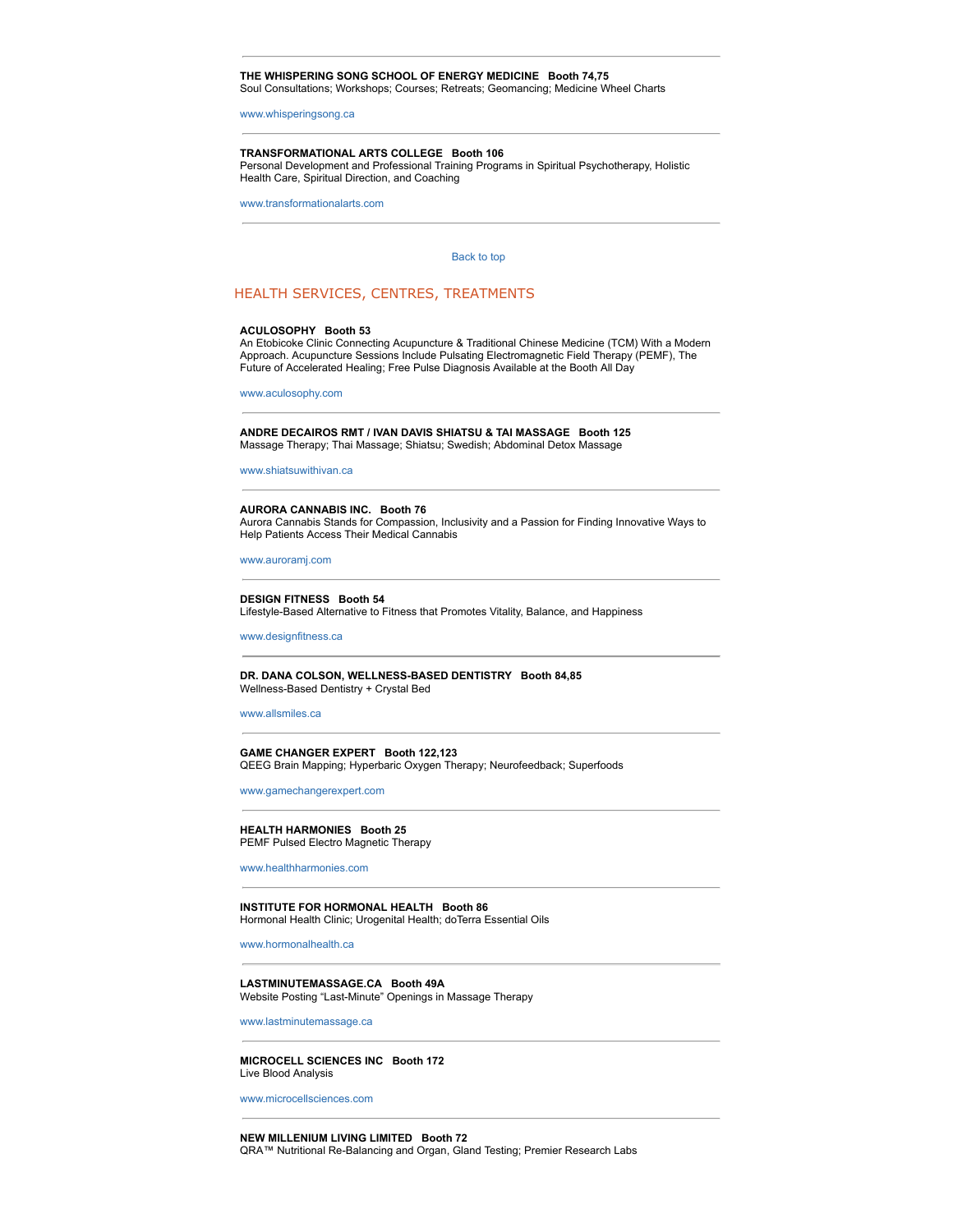---

**THE WHISPERING SONG SCHOOL OF ENERGY MEDICINE   Booth 74,75**
Soul Consultations; Workshops; Courses; Retreats; Geomancing; Medicine Wheel Charts

www.whisperingsong.ca

---

**TRANSFORMATIONAL ARTS COLLEGE   Booth 106**
Personal Development and Professional Training Programs in Spiritual Psychotherapy, Holistic Health Care, Spiritual Direction, and Coaching

www.transformationalarts.com

---

Back to top

## HEALTH SERVICES, CENTRES, TREATMENTS

**ACULOSOPHY   Booth 53**
An Etobicoke Clinic Connecting Acupuncture & Traditional Chinese Medicine (TCM) With a Modern Approach. Acupuncture Sessions Include Pulsating Electromagnetic Field Therapy (PEMF), The Future of Accelerated Healing; Free Pulse Diagnosis Available at the Booth All Day

www.aculosophy.com

---

**ANDRE DECAIROS RMT / IVAN DAVIS SHIATSU & TAI MASSAGE   Booth 125**
Massage Therapy; Thai Massage; Shiatsu; Swedish; Abdominal Detox Massage

www.shiatsuwithivan.ca

---

**AURORA CANNABIS INC.   Booth 76**
Aurora Cannabis Stands for Compassion, Inclusivity and a Passion for Finding Innovative Ways to Help Patients Access Their Medical Cannabis

www.auroramj.com

---

**DESIGN FITNESS   Booth 54**
Lifestyle-Based Alternative to Fitness that Promotes Vitality, Balance, and Happiness

www.designfitness.ca

---

**DR. DANA COLSON, WELLNESS-BASED DENTISTRY   Booth 84,85**
Wellness-Based Dentistry + Crystal Bed

www.allsmiles.ca

---

**GAME CHANGER EXPERT   Booth 122,123**
QEEG Brain Mapping; Hyperbaric Oxygen Therapy; Neurofeedback; Superfoods

www.gamechangerexpert.com

---

**HEALTH HARMONIES   Booth 25**
PEMF Pulsed Electro Magnetic Therapy

www.healthharmonies.com

---

**INSTITUTE FOR HORMONAL HEALTH   Booth 86**
Hormonal Health Clinic; Urogenital Health; doTerra Essential Oils

www.hormonalhealth.ca

---

**LASTMINUTEMASSAGE.CA   Booth 49A**
Website Posting "Last-Minute" Openings in Massage Therapy

www.lastminutemassage.ca

---

**MICROCELL SCIENCES INC   Booth 172**
Live Blood Analysis

www.microcellsciences.com

---

**NEW MILLENIUM LIVING LIMITED   Booth 72**
QRA™ Nutritional Re-Balancing and Organ, Gland Testing; Premier Research Labs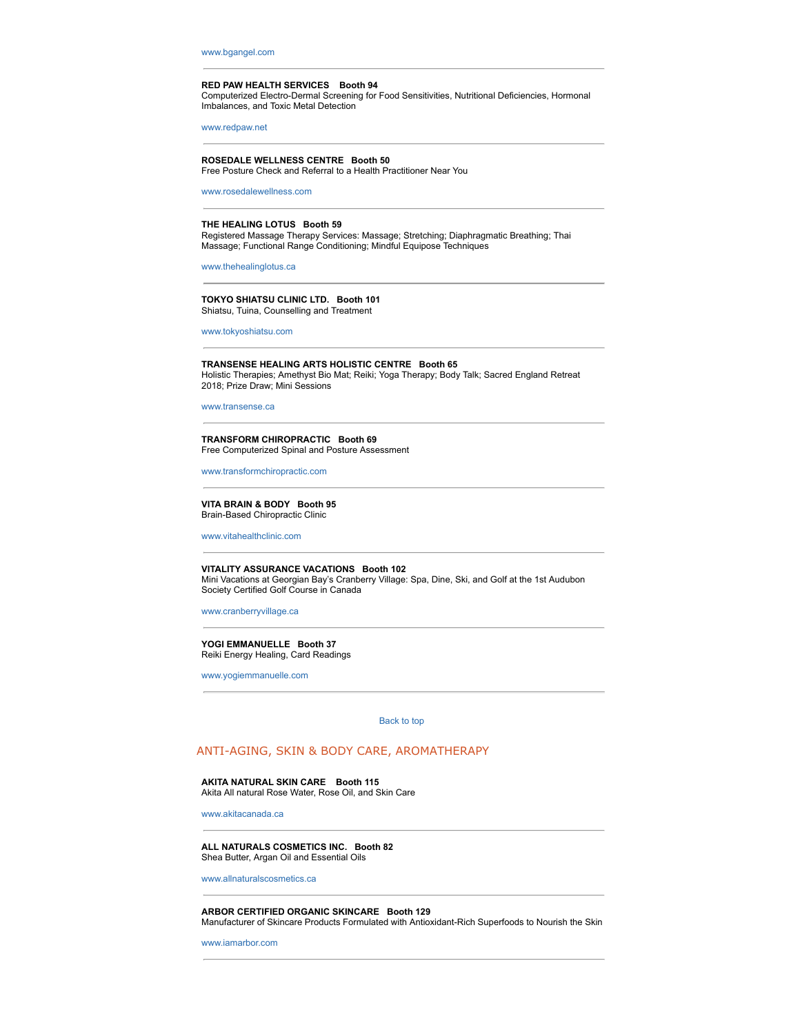www.bgangel.com

---

**RED PAW HEALTH SERVICES Booth 94**
Computerized Electro-Dermal Screening for Food Sensitivities, Nutritional Deficiencies, Hormonal Imbalances, and Toxic Metal Detection

www.redpaw.net

---

**ROSEDALE WELLNESS CENTRE Booth 50**
Free Posture Check and Referral to a Health Practitioner Near You

www.rosedalewellness.com

---

**THE HEALING LOTUS Booth 59**
Registered Massage Therapy Services: Massage; Stretching; Diaphragmatic Breathing; Thai Massage; Functional Range Conditioning; Mindful Equipose Techniques

www.thehealinglotus.ca

---

**TOKYO SHIATSU CLINIC LTD. Booth 101**
Shiatsu, Tuina, Counselling and Treatment

www.tokyoshiatsu.com

---

**TRANSENSE HEALING ARTS HOLISTIC CENTRE Booth 65**
Holistic Therapies; Amethyst Bio Mat; Reiki; Yoga Therapy; Body Talk; Sacred England Retreat 2018; Prize Draw; Mini Sessions

www.transense.ca

---

**TRANSFORM CHIROPRACTIC Booth 69**
Free Computerized Spinal and Posture Assessment

www.transformchiropractic.com

---

**VITA BRAIN & BODY Booth 95**
Brain-Based Chiropractic Clinic

www.vitahealthclinic.com

---

**VITALITY ASSURANCE VACATIONS Booth 102**
Mini Vacations at Georgian Bay's Cranberry Village: Spa, Dine, Ski, and Golf at the 1st Audubon Society Certified Golf Course in Canada

www.cranberryvillage.ca

---

**YOGI EMMANUELLE Booth 37**
Reiki Energy Healing, Card Readings

www.yogiemmanuelle.com

---

Back to top

## ANTI-AGING, SKIN & BODY CARE, AROMATHERAPY

**AKITA NATURAL SKIN CARE Booth 115**
Akita All natural Rose Water, Rose Oil, and Skin Care

www.akitacanada.ca

---

**ALL NATURALS COSMETICS INC. Booth 82**
Shea Butter, Argan Oil and Essential Oils

www.allnaturalscosmetics.ca

---

**ARBOR CERTIFIED ORGANIC SKINCARE Booth 129**
Manufacturer of Skincare Products Formulated with Antioxidant-Rich Superfoods to Nourish the Skin

www.iamarbor.com

---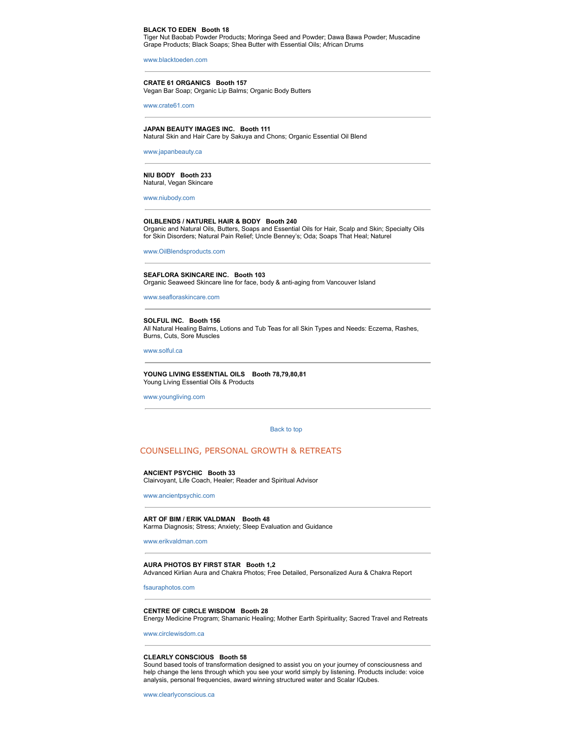**BLACK TO EDEN   Booth 18**
Tiger Nut Baobab Powder Products; Moringa Seed and Powder; Dawa Bawa Powder; Muscadine Grape Products; Black Soaps; Shea Butter with Essential Oils; African Drums

www.blacktoeden.com

---

**CRATE 61 ORGANICS   Booth 157**
Vegan Bar Soap; Organic Lip Balms; Organic Body Butters

www.crate61.com

---

**JAPAN BEAUTY IMAGES INC.   Booth 111**
Natural Skin and Hair Care by Sakuya and Chons; Organic Essential Oil Blend

www.japanbeauty.ca

---

**NIU BODY   Booth 233**
Natural, Vegan Skincare

www.niubody.com

---

**OILBLENDS / NATUREL HAIR & BODY   Booth 240**
Organic and Natural Oils, Butters, Soaps and Essential Oils for Hair, Scalp and Skin; Specialty Oils for Skin Disorders; Natural Pain Relief; Uncle Benney's; Oda; Soaps That Heal; Naturel

www.OilBlendsproducts.com

---

**SEAFLORA SKINCARE INC.   Booth 103**
Organic Seaweed Skincare line for face, body & anti-aging from Vancouver Island

www.seafloraskincare.com

---

**SOLFUL INC.   Booth 156**
All Natural Healing Balms, Lotions and Tub Teas for all Skin Types and Needs: Eczema, Rashes, Burns, Cuts, Sore Muscles

www.solful.ca

---

**YOUNG LIVING ESSENTIAL OILS   Booth 78,79,80,81**
Young Living Essential Oils & Products

www.youngliving.com

---

Back to top

## COUNSELLING, PERSONAL GROWTH & RETREATS

**ANCIENT PSYCHIC   Booth 33**
Clairvoyant, Life Coach, Healer; Reader and Spiritual Advisor

www.ancientpsychic.com

---

**ART OF BIM / ERIK VALDMAN   Booth 48**
Karma Diagnosis; Stress; Anxiety; Sleep Evaluation and Guidance

www.erikvaldman.com

---

**AURA PHOTOS BY FIRST STAR   Booth 1,2**
Advanced Kirlian Aura and Chakra Photos; Free Detailed, Personalized Aura & Chakra Report

fsauraphotos.com

---

**CENTRE OF CIRCLE WISDOM   Booth 28**
Energy Medicine Program; Shamanic Healing; Mother Earth Spirituality; Sacred Travel and Retreats

www.circlewisdom.ca

---

**CLEARLY CONSCIOUS   Booth 58**
Sound based tools of transformation designed to assist you on your journey of consciousness and help change the lens through which you see your world simply by listening. Products include: voice analysis, personal frequencies, award winning structured water and Scalar IQubes.

www.clearlyconscious.ca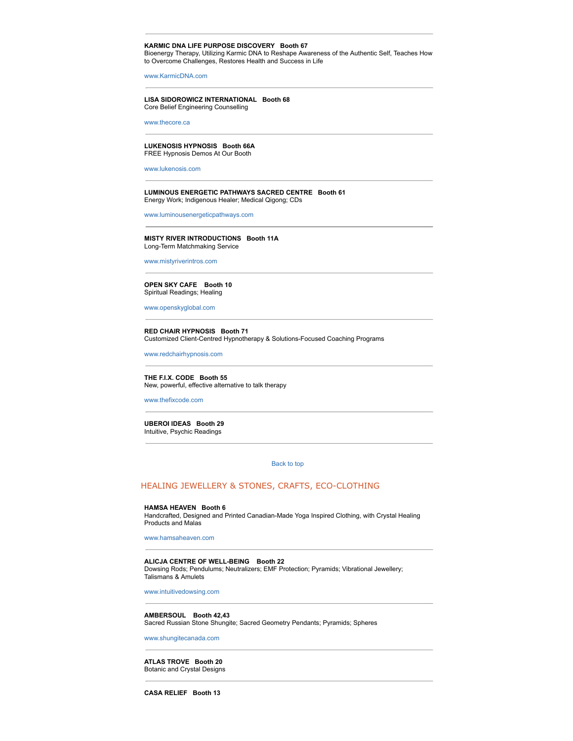---

**KARMIC DNA LIFE PURPOSE DISCOVERY   Booth 67**
Bioenergy Therapy, Utilizing Karmic DNA to Reshape Awareness of the Authentic Self, Teaches How to Overcome Challenges, Restores Health and Success in Life

www.KarmicDNA.com

---

**LISA SIDOROWICZ INTERNATIONAL   Booth 68**
Core Belief Engineering Counselling

www.thecore.ca

---

**LUKENOSIS HYPNOSIS   Booth 66A**
FREE Hypnosis Demos At Our Booth

www.lukenosis.com

---

**LUMINOUS ENERGETIC PATHWAYS SACRED CENTRE   Booth 61**
Energy Work; Indigenous Healer; Medical Qigong; CDs

www.luminousenergeticpathways.com

---

**MISTY RIVER INTRODUCTIONS   Booth 11A**
Long-Term Matchmaking Service

www.mistyriverintros.com

---

**OPEN SKY CAFE   Booth 10**
Spiritual Readings; Healing

www.openskyglobal.com

---

**RED CHAIR HYPNOSIS   Booth 71**
Customized Client-Centred Hypnotherapy & Solutions-Focused Coaching Programs

www.redchairhypnosis.com

---

**THE F.I.X. CODE   Booth 55**
New, powerful, effective alternative to talk therapy

www.thefixcode.com

---

**UBEROI IDEAS   Booth 29**
Intuitive, Psychic Readings

---

Back to top

## HEALING JEWELLERY & STONES, CRAFTS, ECO-CLOTHING

**HAMSA HEAVEN   Booth 6**
Handcrafted, Designed and Printed Canadian-Made Yoga Inspired Clothing, with Crystal Healing Products and Malas

www.hamsaheaven.com

---

**ALICJA CENTRE OF WELL-BEING   Booth 22**
Dowsing Rods; Pendulums; Neutralizers; EMF Protection; Pyramids; Vibrational Jewellery; Talismans & Amulets

www.intuitivedowsing.com

---

**AMBERSOUL   Booth 42,43**
Sacred Russian Stone Shungite; Sacred Geometry Pendants; Pyramids; Spheres

www.shungitecanada.com

---

**ATLAS TROVE   Booth 20**
Botanic and Crystal Designs

---

**CASA RELIEF   Booth 13**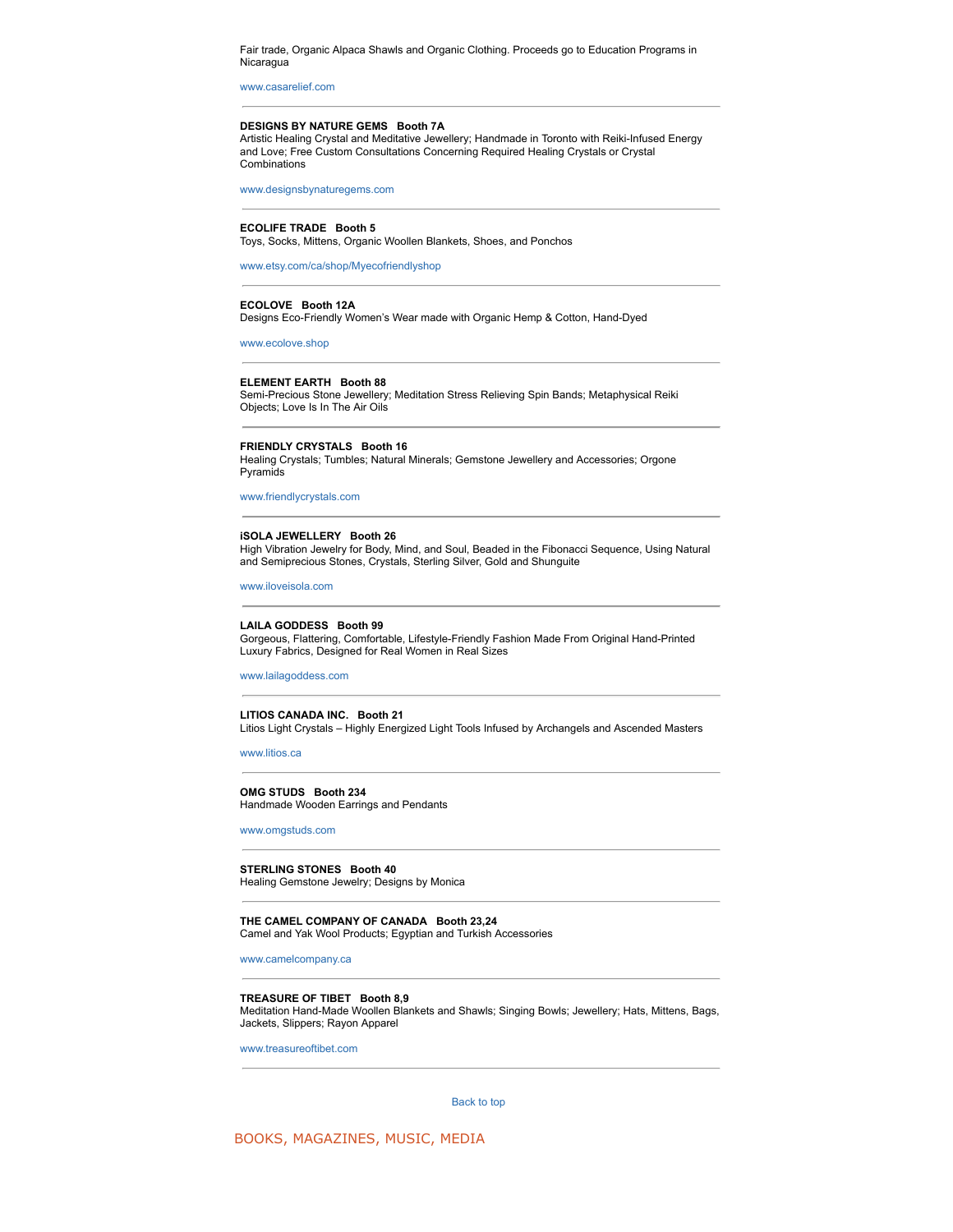Fair trade, Organic Alpaca Shawls and Organic Clothing. Proceeds go to Education Programs in Nicaragua

www.casarelief.com

---

**DESIGNS BY NATURE GEMS   Booth 7A**
Artistic Healing Crystal and Meditative Jewellery; Handmade in Toronto with Reiki-Infused Energy and Love; Free Custom Consultations Concerning Required Healing Crystals or Crystal Combinations

www.designsbynaturegems.com

---

**ECOLIFE TRADE   Booth 5**
Toys, Socks, Mittens, Organic Woollen Blankets, Shoes, and Ponchos

www.etsy.com/ca/shop/Myecofriendlyshop

---

**ECOLOVE   Booth 12A**
Designs Eco-Friendly Women's Wear made with Organic Hemp & Cotton, Hand-Dyed

www.ecolove.shop

---

**ELEMENT EARTH   Booth 88**
Semi-Precious Stone Jewellery; Meditation Stress Relieving Spin Bands; Metaphysical Reiki Objects; Love Is In The Air Oils

---

**FRIENDLY CRYSTALS   Booth 16**
Healing Crystals; Tumbles; Natural Minerals; Gemstone Jewellery and Accessories; Orgone Pyramids

www.friendlycrystals.com

---

**iSOLA JEWELLERY   Booth 26**
High Vibration Jewelry for Body, Mind, and Soul, Beaded in the Fibonacci Sequence, Using Natural and Semiprecious Stones, Crystals, Sterling Silver, Gold and Shunguite

www.iloveisola.com

---

**LAILA GODDESS   Booth 99**
Gorgeous, Flattering, Comfortable, Lifestyle-Friendly Fashion Made From Original Hand-Printed Luxury Fabrics, Designed for Real Women in Real Sizes

www.lailagoddess.com

---

**LITIOS CANADA INC.   Booth 21**
Litios Light Crystals – Highly Energized Light Tools Infused by Archangels and Ascended Masters

www.litios.ca

---

**OMG STUDS   Booth 234**
Handmade Wooden Earrings and Pendants

www.omgstuds.com

---

**STERLING STONES   Booth 40**
Healing Gemstone Jewelry; Designs by Monica

---

**THE CAMEL COMPANY OF CANADA   Booth 23,24**
Camel and Yak Wool Products; Egyptian and Turkish Accessories

www.camelcompany.ca

---

**TREASURE OF TIBET   Booth 8,9**
Meditation Hand-Made Woollen Blankets and Shawls; Singing Bowls; Jewellery; Hats, Mittens, Bags, Jackets, Slippers; Rayon Apparel

www.treasureoftibet.com

---

Back to top

## BOOKS, MAGAZINES, MUSIC, MEDIA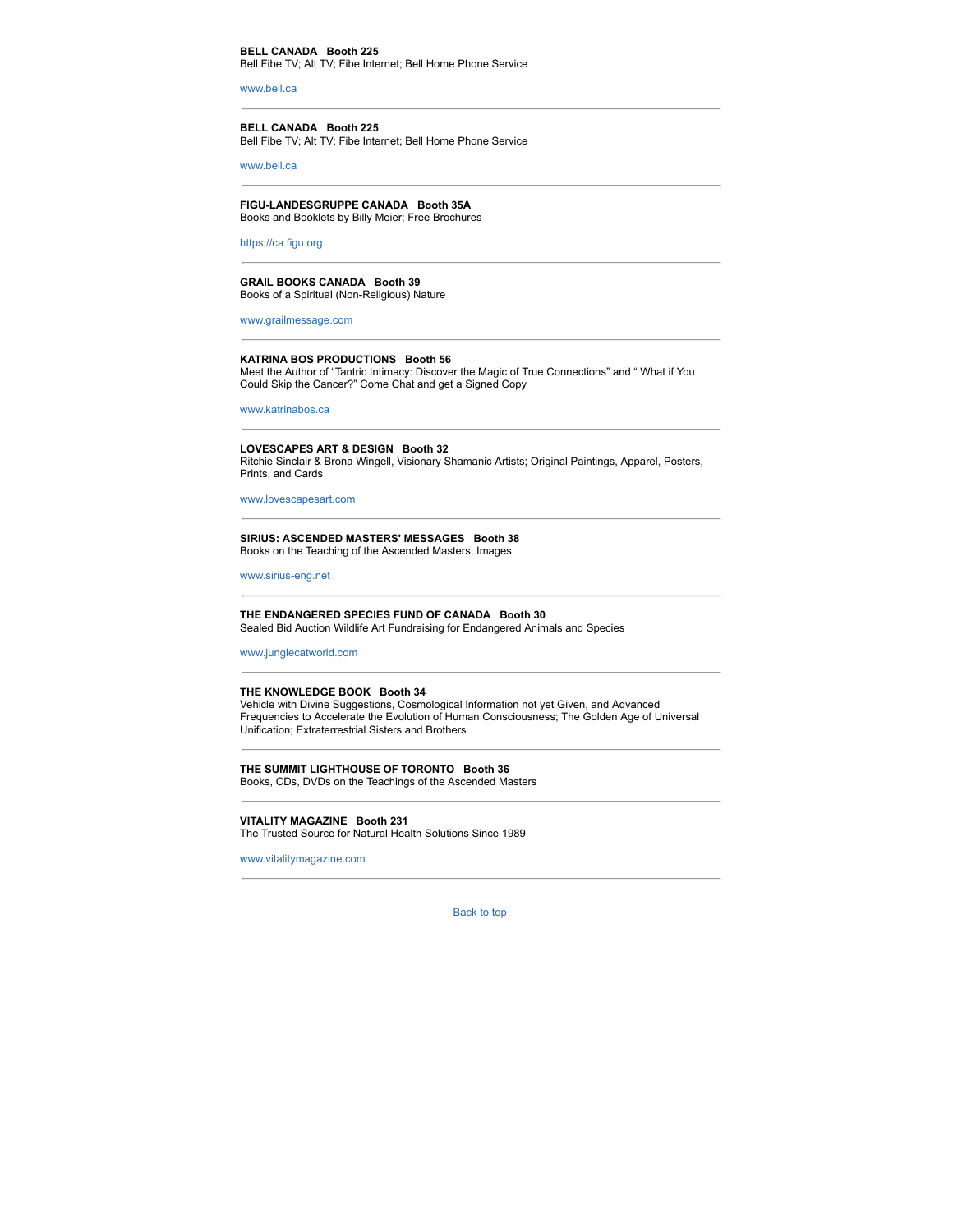**BELL CANADA   Booth 225**
Bell Fibe TV; Alt TV; Fibe Internet; Bell Home Phone Service

www.bell.ca

---

**BELL CANADA   Booth 225**
Bell Fibe TV; Alt TV; Fibe Internet; Bell Home Phone Service

www.bell.ca

---

**FIGU-LANDESGRUPPE CANADA   Booth 35A**
Books and Booklets by Billy Meier; Free Brochures

https://ca.figu.org

---

**GRAIL BOOKS CANADA   Booth 39**
Books of a Spiritual (Non-Religious) Nature

www.grailmessage.com

---

**KATRINA BOS PRODUCTIONS   Booth 56**
Meet the Author of "Tantric Intimacy: Discover the Magic of True Connections" and " What if You Could Skip the Cancer?" Come Chat and get a Signed Copy

www.katrinabos.ca

---

**LOVESCAPES ART & DESIGN   Booth 32**
Ritchie Sinclair & Brona Wingell, Visionary Shamanic Artists; Original Paintings, Apparel, Posters, Prints, and Cards

www.lovescapesart.com

---

**SIRIUS: ASCENDED MASTERS' MESSAGES   Booth 38**
Books on the Teaching of the Ascended Masters; Images

www.sirius-eng.net

---

**THE ENDANGERED SPECIES FUND OF CANADA   Booth 30**
Sealed Bid Auction Wildlife Art Fundraising for Endangered Animals and Species

www.junglecatworld.com

---

**THE KNOWLEDGE BOOK   Booth 34**
Vehicle with Divine Suggestions, Cosmological Information not yet Given, and Advanced Frequencies to Accelerate the Evolution of Human Consciousness; The Golden Age of Universal Unification; Extraterrestrial Sisters and Brothers

---

**THE SUMMIT LIGHTHOUSE OF TORONTO   Booth 36**
Books, CDs, DVDs on the Teachings of the Ascended Masters

---

**VITALITY MAGAZINE   Booth 231**
The Trusted Source for Natural Health Solutions Since 1989

www.vitalitymagazine.com

---

Back to top